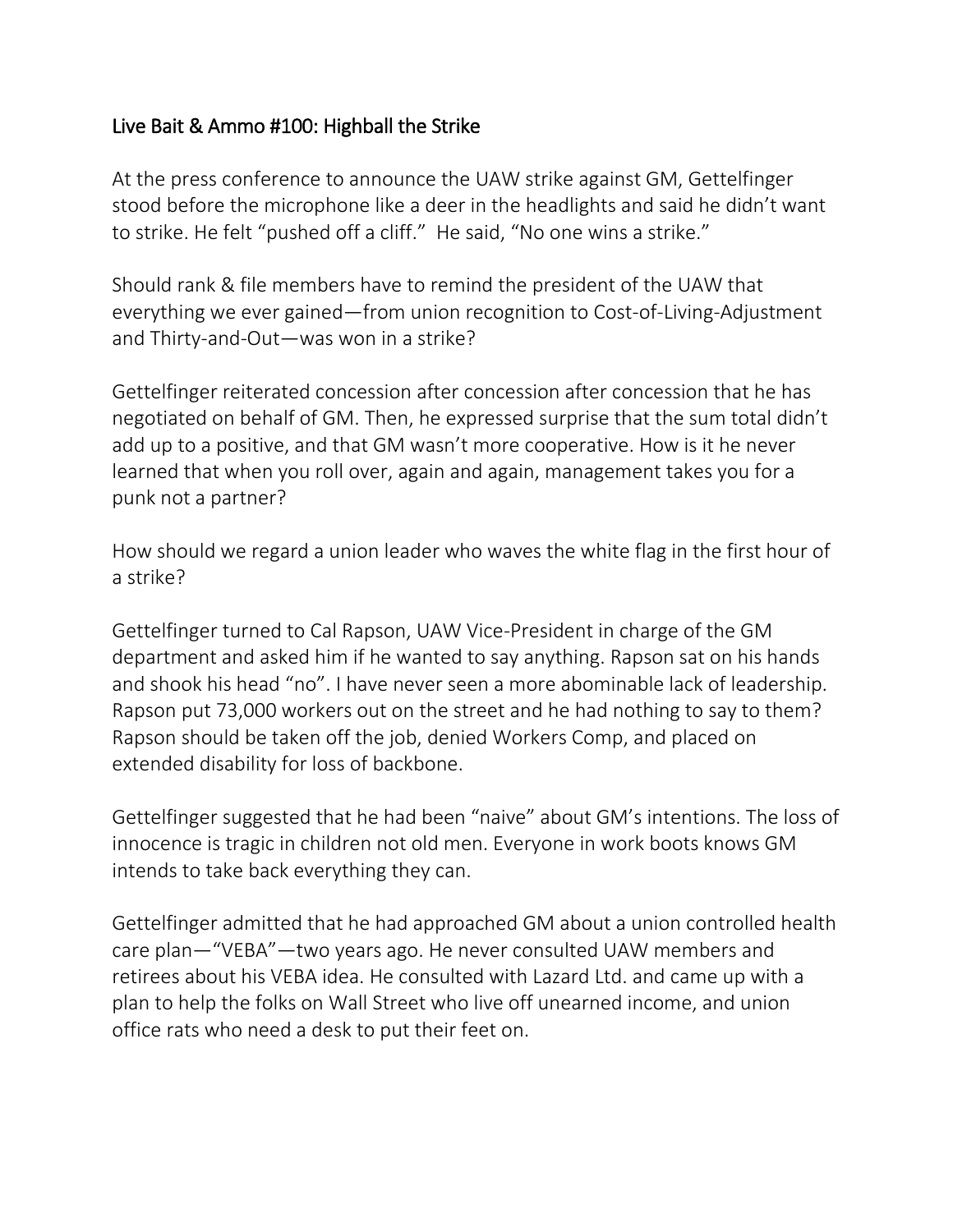# Live Bait & Ammo #100: Highball the Strike

At the press conference to announce the UAW strike against GM, Gettelfinger stood before the microphone like a deer in the headlights and said he didn't want to strike. He felt "pushed off a cliff." He said, "No one wins a strike."

Should rank & file members have to remind the president of the UAW that everything we ever gained—from union recognition to Cost-of-Living-Adjustment and Thirty-and-Out—was won in a strike?

Gettelfinger reiterated concession after concession after concession that he has negotiated on behalf of GM. Then, he expressed surprise that the sum total didn't add up to a positive, and that GM wasn't more cooperative. How is it he never learned that when you roll over, again and again, management takes you for a punk not a partner?

How should we regard a union leader who waves the white flag in the first hour of a strike?

Gettelfinger turned to Cal Rapson, UAW Vice-President in charge of the GM department and asked him if he wanted to say anything. Rapson sat on his hands and shook his head "no". I have never seen a more abominable lack of leadership. Rapson put 73,000 workers out on the street and he had nothing to say to them? Rapson should be taken off the job, denied Workers Comp, and placed on extended disability for loss of backbone.

Gettelfinger suggested that he had been "naive" about GM's intentions. The loss of innocence is tragic in children not old men. Everyone in work boots knows GM intends to take back everything they can.

Gettelfinger admitted that he had approached GM about a union controlled health care plan—"VEBA"—two years ago. He never consulted UAW members and retirees about his VEBA idea. He consulted with Lazard Ltd. and came up with a plan to help the folks on Wall Street who live off unearned income, and union office rats who need a desk to put their feet on.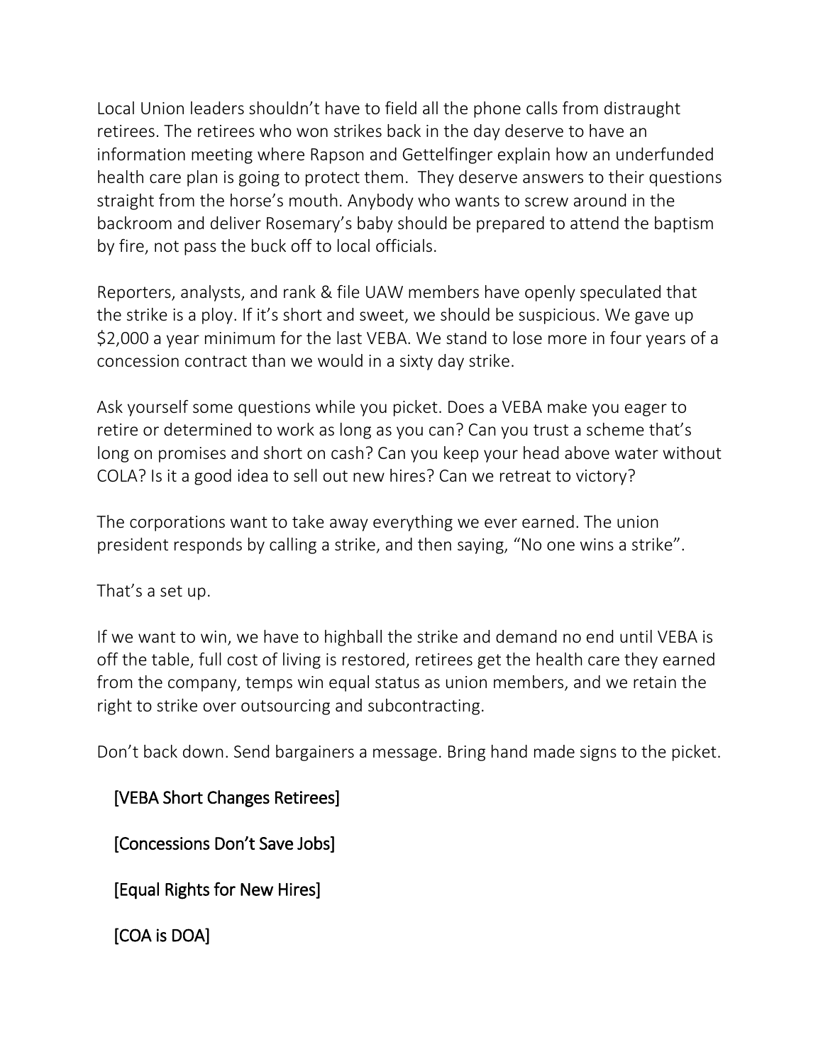Local Union leaders shouldn't have to field all the phone calls from distraught retirees. The retirees who won strikes back in the day deserve to have an information meeting where Rapson and Gettelfinger explain how an underfunded health care plan is going to protect them. They deserve answers to their questions straight from the horse's mouth. Anybody who wants to screw around in the backroom and deliver Rosemary's baby should be prepared to attend the baptism by fire, not pass the buck off to local officials.

Reporters, analysts, and rank & file UAW members have openly speculated that the strike is a ploy. If it's short and sweet, we should be suspicious. We gave up $2,000 a year minimum for the last VEBA. We stand to lose more in four years of a concession contract than we would in a sixty day strike.

Ask yourself some questions while you picket. Does a VEBA make you eager to retire or determined to work as long as you can? Can you trust a scheme that's long on promises and short on cash? Can you keep your head above water without COLA? Is it a good idea to sell out new hires? Can we retreat to victory?

The corporations want to take away everything we ever earned. The union president responds by calling a strike, and then saying, "No one wins a strike".

That's a set up.

If we want to win, we have to highball the strike and demand no end until VEBA is off the table, full cost of living is restored, retirees get the health care they earned from the company, temps win equal status as union members, and we retain the right to strike over outsourcing and subcontracting.

Don't back down. Send bargainers a message. Bring hand made signs to the picket.

[VEBA Short Changes Retirees]

[Concessions Don't Save Jobs]

[Equal Rights for New Hires]

[COA is DOA]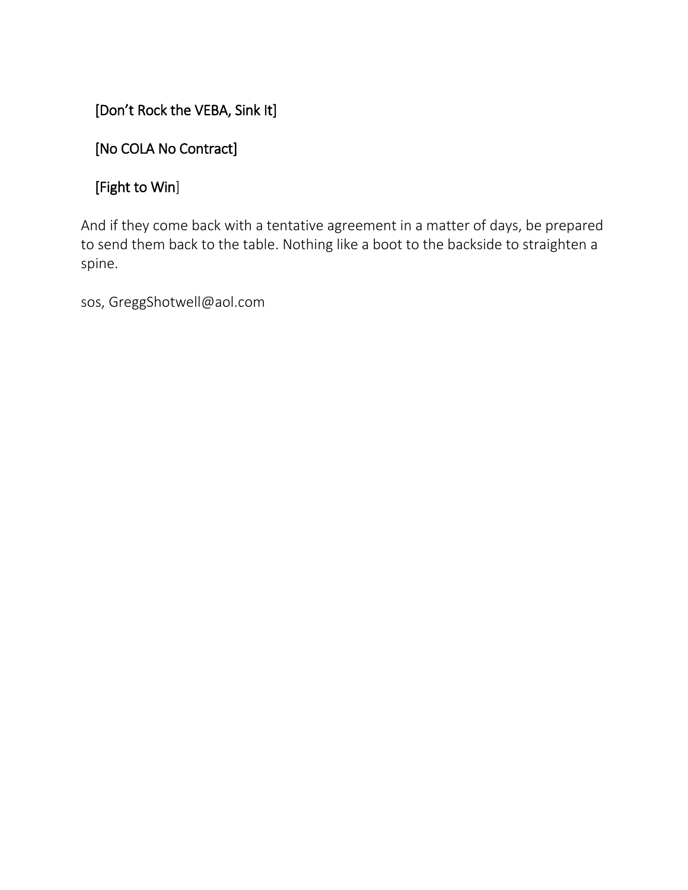[Don't Rock the VEBA, Sink It]

[No COLA No Contract]

[Fight to Win]

And if they come back with a tentative agreement in a matter of days, be prepared to send them back to the table. Nothing like a boot to the backside to straighten a spine.

sos, GreggShotwell@aol.com